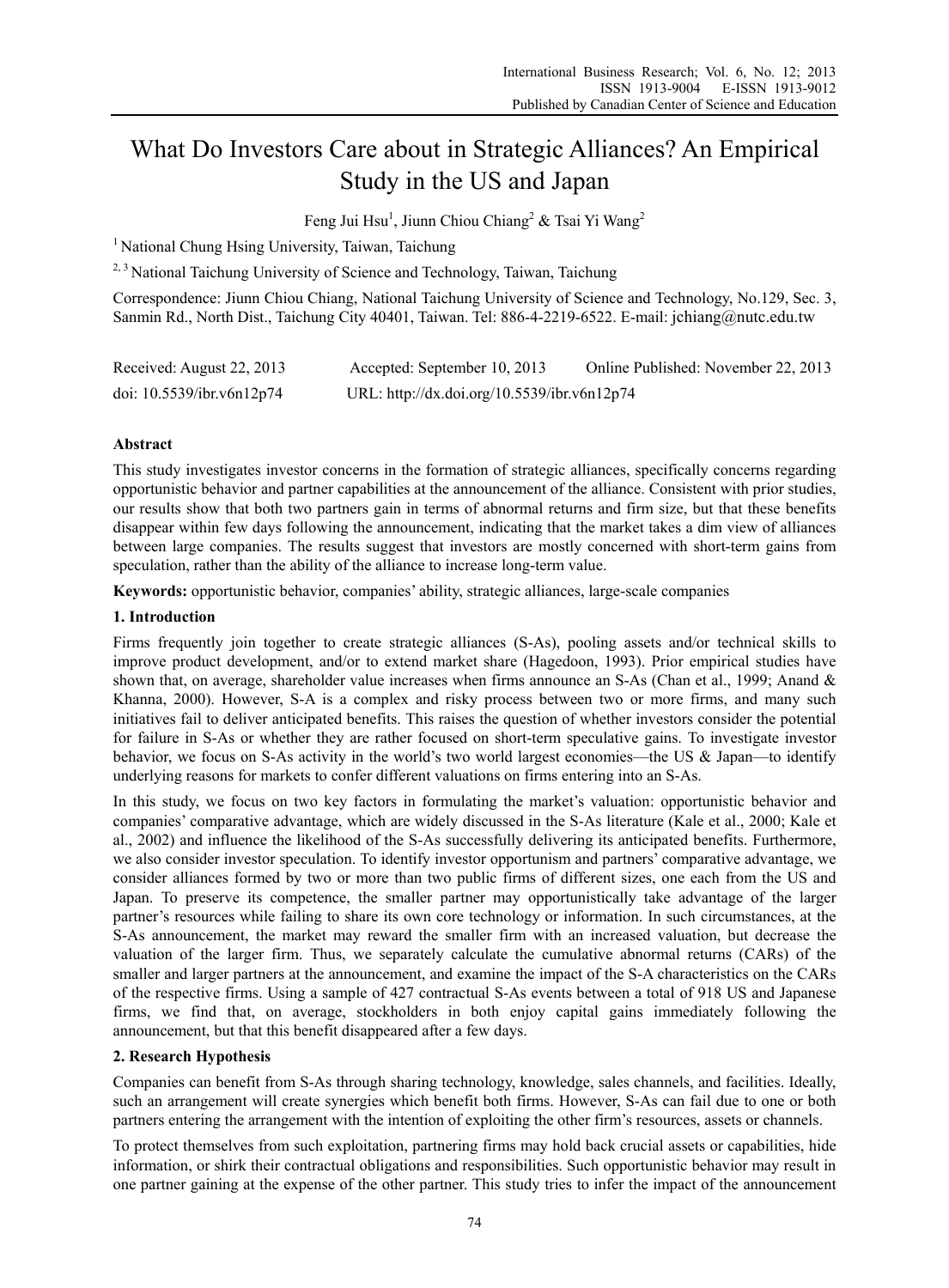# What Do Investors Care about in Strategic Alliances? An Empirical Study in the US and Japan

Feng Jui Hsu[1], Jiunn Chiou Chiang[2] & Tsai Yi Wang[2]

[1] National Chung Hsing University, Taiwan, Taichung

[2, 3] National Taichung University of Science and Technology, Taiwan, Taichung

Correspondence: Jiunn Chiou Chiang, National Taichung University of Science and Technology, No.129, Sec. 3, Sanmin Rd., North Dist., Taichung City 40401, Taiwan. Tel: 886-4-2219-6522. E-mail: jchiang@nutc.edu.tw

Received: August 22, 2013 Accepted: September 10, 2013 Online Published: November 22, 2013

doi: 10.5539/ibr.v6n12p74 URL: http://dx.doi.org/10.5539/ibr.v6n12p74

## Abstract

This study investigates investor concerns in the formation of strategic alliances, specifically concerns regarding opportunistic behavior and partner capabilities at the announcement of the alliance. Consistent with prior studies, our results show that both two partners gain in terms of abnormal returns and firm size, but that these benefits disappear within few days following the announcement, indicating that the market takes a dim view of alliances between large companies. The results suggest that investors are mostly concerned with short-term gains from speculation, rather than the ability of the alliance to increase long-term value.

**Keywords:** opportunistic behavior, companies' ability, strategic alliances, large-scale companies

## 1. Introduction

Firms frequently join together to create strategic alliances (S-As), pooling assets and/or technical skills to improve product development, and/or to extend market share (Hagedoon, 1993). Prior empirical studies have shown that, on average, shareholder value increases when firms announce an S-As (Chan et al., 1999; Anand & Khanna, 2000). However, S-A is a complex and risky process between two or more firms, and many such initiatives fail to deliver anticipated benefits. This raises the question of whether investors consider the potential for failure in S-As or whether they are rather focused on short-term speculative gains. To investigate investor behavior, we focus on S-As activity in the world's two world largest economies—the US & Japan—to identify underlying reasons for markets to confer different valuations on firms entering into an S-As.

In this study, we focus on two key factors in formulating the market's valuation: opportunistic behavior and companies' comparative advantage, which are widely discussed in the S-As literature (Kale et al., 2000; Kale et al., 2002) and influence the likelihood of the S-As successfully delivering its anticipated benefits. Furthermore, we also consider investor speculation. To identify investor opportunism and partners' comparative advantage, we consider alliances formed by two or more than two public firms of different sizes, one each from the US and Japan. To preserve its competence, the smaller partner may opportunistically take advantage of the larger partner's resources while failing to share its own core technology or information. In such circumstances, at the S-As announcement, the market may reward the smaller firm with an increased valuation, but decrease the valuation of the larger firm. Thus, we separately calculate the cumulative abnormal returns (CARs) of the smaller and larger partners at the announcement, and examine the impact of the S-A characteristics on the CARs of the respective firms. Using a sample of 427 contractual S-As events between a total of 918 US and Japanese firms, we find that, on average, stockholders in both enjoy capital gains immediately following the announcement, but that this benefit disappeared after a few days.

## 2. Research Hypothesis

Companies can benefit from S-As through sharing technology, knowledge, sales channels, and facilities. Ideally, such an arrangement will create synergies which benefit both firms. However, S-As can fail due to one or both partners entering the arrangement with the intention of exploiting the other firm's resources, assets or channels.

To protect themselves from such exploitation, partnering firms may hold back crucial assets or capabilities, hide information, or shirk their contractual obligations and responsibilities. Such opportunistic behavior may result in one partner gaining at the expense of the other partner. This study tries to infer the impact of the announcement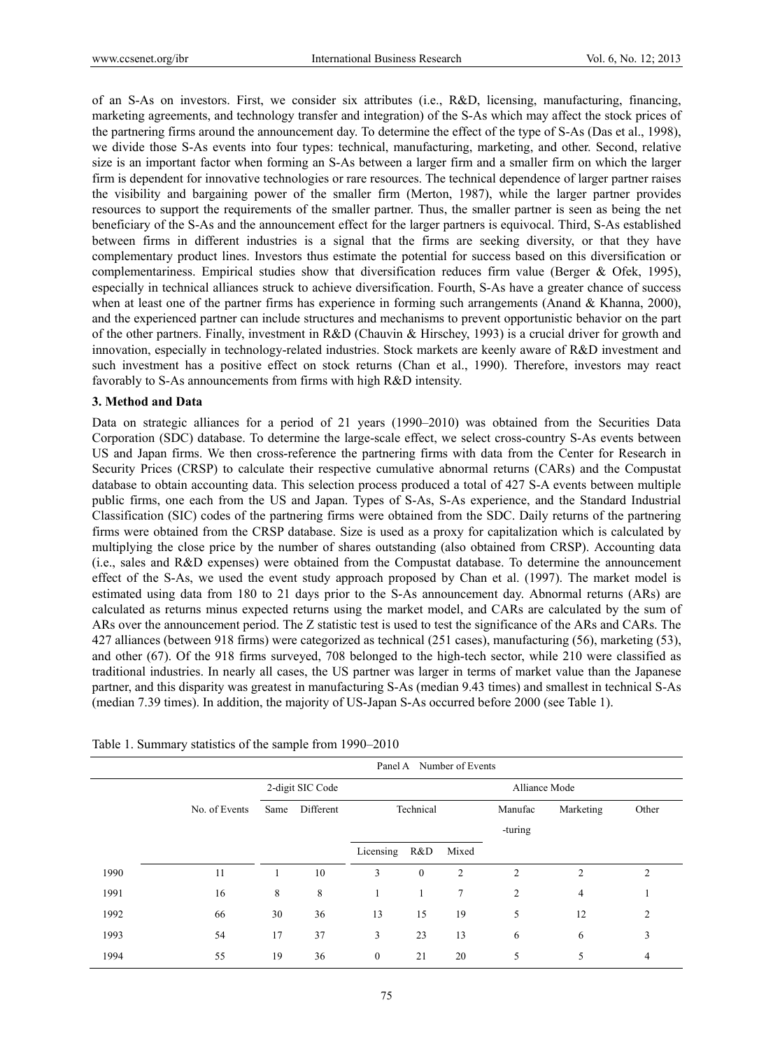of an S-As on investors. First, we consider six attributes (i.e., R&D, licensing, manufacturing, financing, marketing agreements, and technology transfer and integration) of the S-As which may affect the stock prices of the partnering firms around the announcement day. To determine the effect of the type of S-As (Das et al., 1998), we divide those S-As events into four types: technical, manufacturing, marketing, and other. Second, relative size is an important factor when forming an S-As between a larger firm and a smaller firm on which the larger firm is dependent for innovative technologies or rare resources. The technical dependence of larger partner raises the visibility and bargaining power of the smaller firm (Merton, 1987), while the larger partner provides resources to support the requirements of the smaller partner. Thus, the smaller partner is seen as being the net beneficiary of the S-As and the announcement effect for the larger partners is equivocal. Third, S-As established between firms in different industries is a signal that the firms are seeking diversity, or that they have complementary product lines. Investors thus estimate the potential for success based on this diversification or complementariness. Empirical studies show that diversification reduces firm value (Berger & Ofek, 1995), especially in technical alliances struck to achieve diversification. Fourth, S-As have a greater chance of success when at least one of the partner firms has experience in forming such arrangements (Anand & Khanna, 2000), and the experienced partner can include structures and mechanisms to prevent opportunistic behavior on the part of the other partners. Finally, investment in R&D (Chauvin & Hirschey, 1993) is a crucial driver for growth and innovation, especially in technology-related industries. Stock markets are keenly aware of R&D investment and such investment has a positive effect on stock returns (Chan et al., 1990). Therefore, investors may react favorably to S-As announcements from firms with high R&D intensity.

## 3. Method and Data

Data on strategic alliances for a period of 21 years (1990–2010) was obtained from the Securities Data Corporation (SDC) database. To determine the large-scale effect, we select cross-country S-As events between US and Japan firms. We then cross-reference the partnering firms with data from the Center for Research in Security Prices (CRSP) to calculate their respective cumulative abnormal returns (CARs) and the Compustat database to obtain accounting data. This selection process produced a total of 427 S-A events between multiple public firms, one each from the US and Japan. Types of S-As, S-As experience, and the Standard Industrial Classification (SIC) codes of the partnering firms were obtained from the SDC. Daily returns of the partnering firms were obtained from the CRSP database. Size is used as a proxy for capitalization which is calculated by multiplying the close price by the number of shares outstanding (also obtained from CRSP). Accounting data (i.e., sales and R&D expenses) were obtained from the Compustat database. To determine the announcement effect of the S-As, we used the event study approach proposed by Chan et al. (1997). The market model is estimated using data from 180 to 21 days prior to the S-As announcement day. Abnormal returns (ARs) are calculated as returns minus expected returns using the market model, and CARs are calculated by the sum of ARs over the announcement period. The Z statistic test is used to test the significance of the ARs and CARs. The 427 alliances (between 918 firms) were categorized as technical (251 cases), manufacturing (56), marketing (53), and other (67). Of the 918 firms surveyed, 708 belonged to the high-tech sector, while 210 were classified as traditional industries. In nearly all cases, the US partner was larger in terms of market value than the Japanese partner, and this disparity was greatest in manufacturing S-As (median 9.43 times) and smallest in technical S-As (median 7.39 times). In addition, the majority of US-Japan S-As occurred before 2000 (see Table 1).

Table 1. Summary statistics of the sample from 1990–2010

| | Panel A Number of Events | | | | | | | | |
|---|---|---|---|---|---|---|---|---|---|
| | | 2-digit SIC Code | | Alliance Mode | | | | | |
| | No. of Events | Same | Different | Technical | | | Manufac-turing | Marketing | Other |
| | | | | Licensing | R&D | Mixed | | | |
| 1990 | 11 | 1 | 10 | 3 | 0 | 2 | 2 | 2 | 2 |
| 1991 | 16 | 8 | 8 | 1 | 1 | 7 | 2 | 4 | 1 |
| 1992 | 66 | 30 | 36 | 13 | 15 | 19 | 5 | 12 | 2 |
| 1993 | 54 | 17 | 37 | 3 | 23 | 13 | 6 | 6 | 3 |
| 1994 | 55 | 19 | 36 | 0 | 21 | 20 | 5 | 5 | 4 |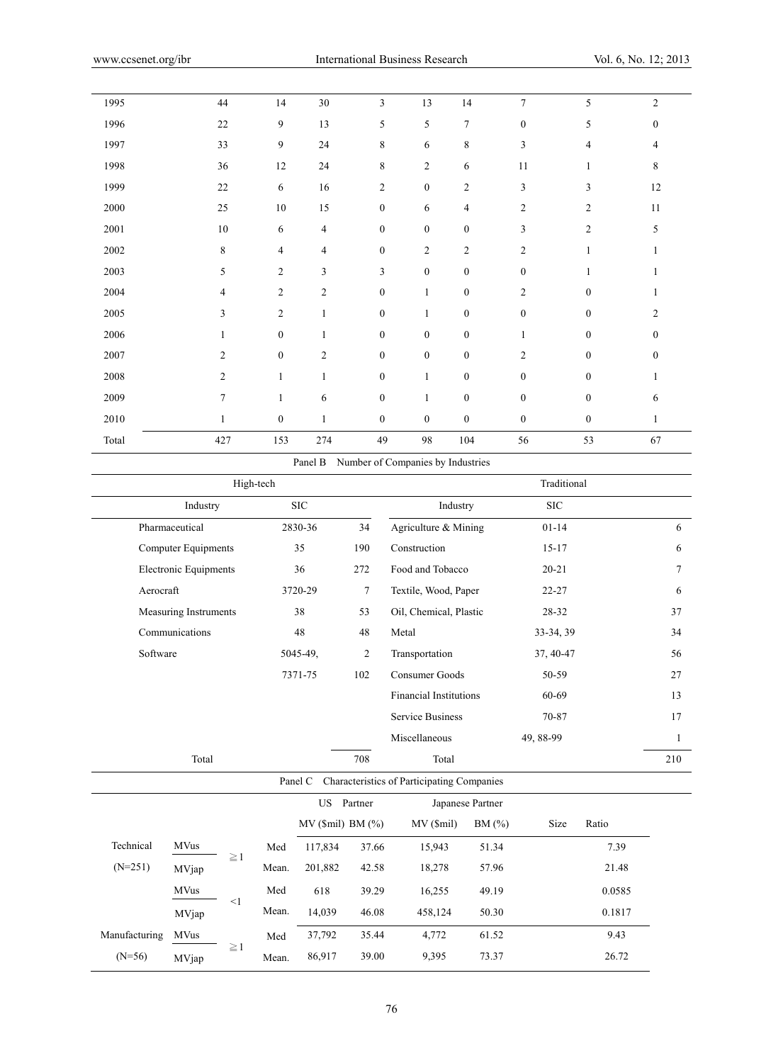| 1995 | 44 | 14 | 30 | 3 | 13 | 14 | 7 | 5 | 2 |
|---|---|---|---|---|---|---|---|---|---|
| 1996 | 22 | 9 | 13 | 5 | 5 | 7 | 0 | 5 | 0 |
| 1997 | 33 | 9 | 24 | 8 | 6 | 8 | 3 | 4 | 4 |
| 1998 | 36 | 12 | 24 | 8 | 2 | 6 | 11 | 1 | 8 |
| 1999 | 22 | 6 | 16 | 2 | 0 | 2 | 3 | 3 | 12 |
| 2000 | 25 | 10 | 15 | 0 | 6 | 4 | 2 | 2 | 11 |
| 2001 | 10 | 6 | 4 | 0 | 0 | 0 | 3 | 2 | 5 |
| 2002 | 8 | 4 | 4 | 0 | 2 | 2 | 2 | 1 | 1 |
| 2003 | 5 | 2 | 3 | 3 | 0 | 0 | 0 | 1 | 1 |
| 2004 | 4 | 2 | 2 | 0 | 1 | 0 | 2 | 0 | 1 |
| 2005 | 3 | 2 | 1 | 0 | 1 | 0 | 0 | 0 | 2 |
| 2006 | 1 | 0 | 1 | 0 | 0 | 0 | 1 | 0 | 0 |
| 2007 | 2 | 0 | 2 | 0 | 0 | 0 | 2 | 0 | 0 |
| 2008 | 2 | 1 | 1 | 0 | 1 | 0 | 0 | 0 | 1 |
| 2009 | 7 | 1 | 6 | 0 | 1 | 0 | 0 | 0 | 6 |
| 2010 | 1 | 0 | 1 | 0 | 0 | 0 | 0 | 0 | 1 |
| Total | 427 | 153 | 274 | 49 | 98 | 104 | 56 | 53 | 67 |

Panel B Number of Companies by Industries

| High-tech | | | Traditional | | |
|---|---|---|---|---|---|
| Industry | SIC | | Industry | SIC | |
| Pharmaceutical | 2830-36 | 34 | Agriculture & Mining | 01-14 | 6 |
| Computer Equipments | 35 | 190 | Construction | 15-17 | 6 |
| Electronic Equipments | 36 | 272 | Food and Tobacco | 20-21 | 7 |
| Aerocraft | 3720-29 | 7 | Textile, Wood, Paper | 22-27 | 6 |
| Measuring Instruments | 38 | 53 | Oil, Chemical, Plastic | 28-32 | 37 |
| Communications | 48 | 48 | Metal | 33-34, 39 | 34 |
| Software | 5045-49, | 2 | Transportation | 37, 40-47 | 56 |
| | 7371-75 | 102 | Consumer Goods | 50-59 | 27 |
| | | | Financial Institutions | 60-69 | 13 |
| | | | Service Business | 70-87 | 17 |
| | | | Miscellaneous | 49, 88-99 | 1 |
| Total | | 708 | Total | | 210 |

Panel C Characteristics of Participating Companies

| | | | | US Partner | | Japanese Partner | | Size Ratio |
|---|---|---|---|---|---|---|---|---|
| | | | | MV ($mil) | BM (%) | MV ($mil) | BM (%) | |
| Technical | MVus/MVjap | ≧1 | Med | 117,834 | 37.66 | 15,943 | 51.34 | 7.39 |
| (N=251) | | | Mean. | 201,882 | 42.58 | 18,278 | 57.96 | 21.48 |
| | MVus/MVjap | <1 | Med | 618 | 39.29 | 16,255 | 49.19 | 0.0585 |
| | | | Mean. | 14,039 | 46.08 | 458,124 | 50.30 | 0.1817 |
| Manufacturing | MVus/MVjap | ≧1 | Med | 37,792 | 35.44 | 4,772 | 61.52 | 9.43 |
| (N=56) | | | Mean. | 86,917 | 39.00 | 9,395 | 73.37 | 26.72 |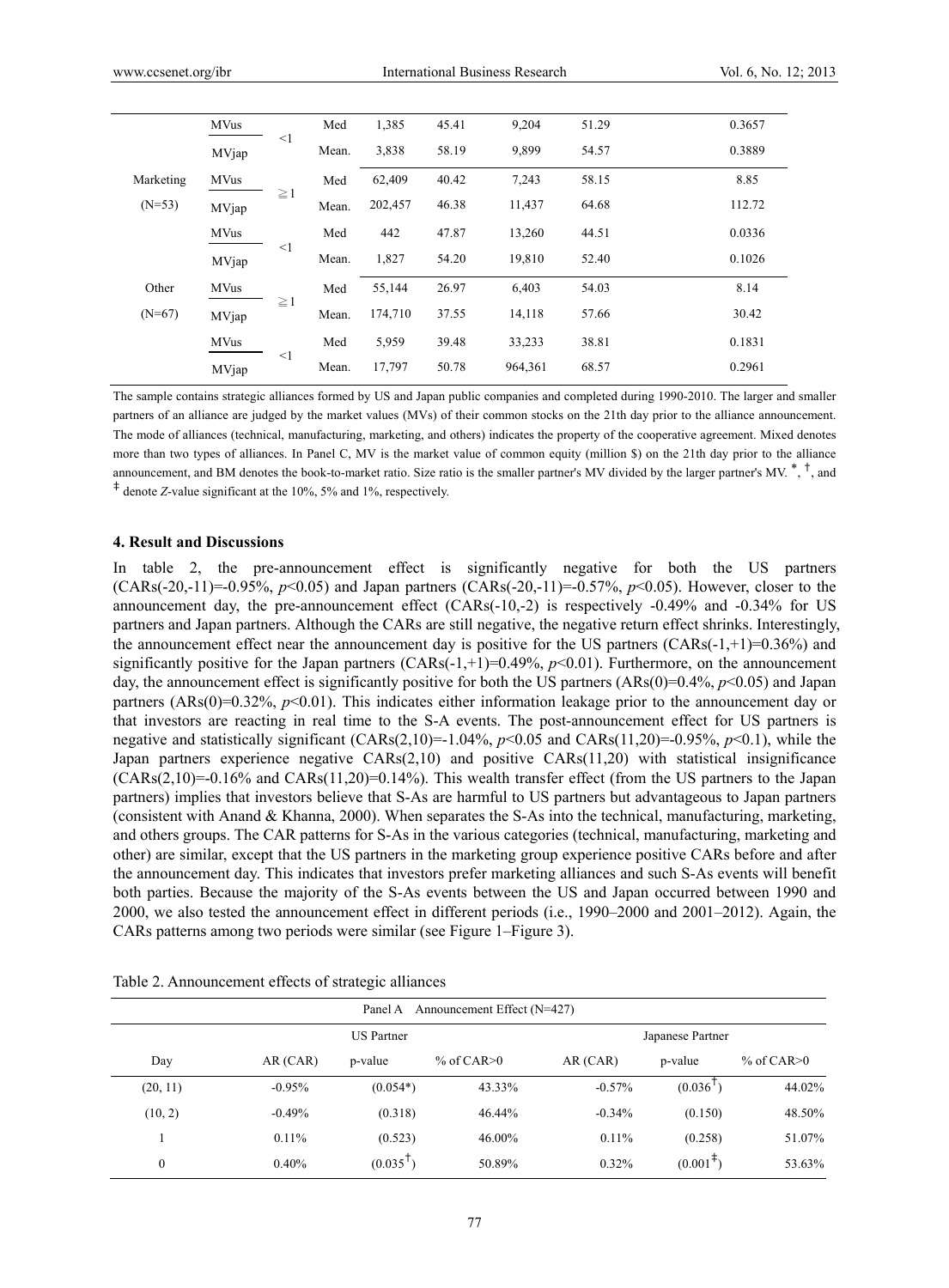| | | | | | | | | |
|---|---|---|---|---|---|---|---|---|
| | MVus | <1 | Med | 1,385 | 45.41 | 9,204 | 51.29 | 0.3657 |
| | MVjap | | Mean. | 3,838 | 58.19 | 9,899 | 54.57 | 0.3889 |
| Marketing | MVus | ≧1 | Med | 62,409 | 40.42 | 7,243 | 58.15 | 8.85 |
| (N=53) | MVjap | | Mean. | 202,457 | 46.38 | 11,437 | 64.68 | 112.72 |
| | MVus | <1 | Med | 442 | 47.87 | 13,260 | 44.51 | 0.0336 |
| | MVjap | | Mean. | 1,827 | 54.20 | 19,810 | 52.40 | 0.1026 |
| Other | MVus | ≧1 | Med | 55,144 | 26.97 | 6,403 | 54.03 | 8.14 |
| (N=67) | MVjap | | Mean. | 174,710 | 37.55 | 14,118 | 57.66 | 30.42 |
| | MVus | <1 | Med | 5,959 | 39.48 | 33,233 | 38.81 | 0.1831 |
| | MVjap | | Mean. | 17,797 | 50.78 | 964,361 | 68.57 | 0.2961 |

The sample contains strategic alliances formed by US and Japan public companies and completed during 1990-2010. The larger and smaller partners of an alliance are judged by the market values (MVs) of their common stocks on the 21th day prior to the alliance announcement. The mode of alliances (technical, manufacturing, marketing, and others) indicates the property of the cooperative agreement. Mixed denotes more than two types of alliances. In Panel C, MV is the market value of common equity (million $) on the 21th day prior to the alliance announcement, and BM denotes the book-to-market ratio. Size ratio is the smaller partner's MV divided by the larger partner's MV. *, †, and ‡ denote *Z*-value significant at the 10%, 5% and 1%, respectively.

## 4. Result and Discussions

In table 2, the pre-announcement effect is significantly negative for both the US partners (CARs(-20,-11)=-0.95%, $p$<0.05) and Japan partners (CARs(-20,-11)=-0.57%, $p$<0.05). However, closer to the announcement day, the pre-announcement effect (CARs(-10,-2) is respectively -0.49% and -0.34% for US partners and Japan partners. Although the CARs are still negative, the negative return effect shrinks. Interestingly, the announcement effect near the announcement day is positive for the US partners (CARs(-1,+1)=0.36%) and significantly positive for the Japan partners (CARs(-1,+1)=0.49%, $p$<0.01). Furthermore, on the announcement day, the announcement effect is significantly positive for both the US partners (ARs(0)=0.4%, $p$<0.05) and Japan partners (ARs(0)=0.32%, $p$<0.01). This indicates either information leakage prior to the announcement day or that investors are reacting in real time to the S-A events. The post-announcement effect for US partners is negative and statistically significant (CARs(2,10)=-1.04%, $p$<0.05 and CARs(11,20)=-0.95%, $p$<0.1), while the Japan partners experience negative CARs(2,10) and positive CARs(11,20) with statistical insignificance (CARs(2,10)=-0.16% and CARs(11,20)=0.14%). This wealth transfer effect (from the US partners to the Japan partners) implies that investors believe that S-As are harmful to US partners but advantageous to Japanese partners (consistent with Anand & Khanna, 2000). When separates the S-As into the technical, manufacturing, marketing, and others groups. The CAR patterns for S-As in the various categories (technical, manufacturing, marketing and other) are similar, except that the US partners in the marketing group experience positive CARs before and after the announcement day. This indicates that investors prefer marketing alliances and such S-As events will benefit both parties. Because the majority of the S-As events between the US and Japan occurred between 1990 and 2000, we also tested the announcement effect in different periods (i.e., 1990–2000 and 2001–2012). Again, the CARs patterns among two periods were similar (see Figure 1–Figure 3).

Table 2. Announcement effects of strategic alliances

| Panel A Announcement Effect (N=427) | | | | | | |
|---|---|---|---|---|---|---|
| | US Partner | | | Japanese Partner | | |
| Day | AR (CAR) | p-value | % of CAR>0 | AR (CAR) | p-value | % of CAR>0 |
| (20, 11) | -0.95% | (0.054*) | 43.33% | -0.57% | (0.036†) | 44.02% |
| (10, 2) | -0.49% | (0.318) | 46.44% | -0.34% | (0.150) | 48.50% |
| 1 | 0.11% | (0.523) | 46.00% | 0.11% | (0.258) | 51.07% |
| 0 | 0.40% | (0.035†) | 50.89% | 0.32% | (0.001‡) | 53.63% |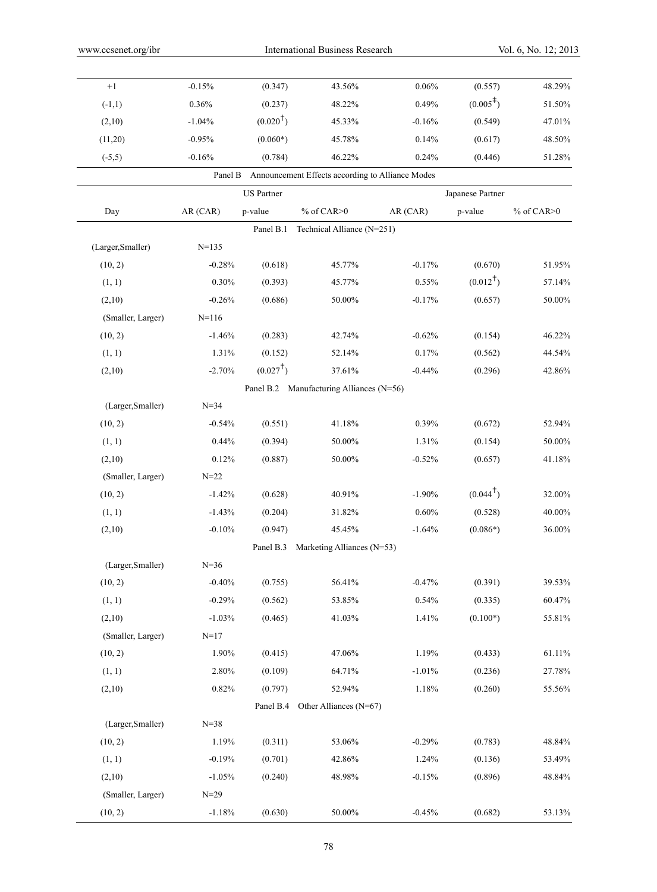| | | | | | | |
|---|---|---|---|---|---|---|
| +1 | -0.15% | (0.347) | 43.56% | 0.06% | (0.557) | 48.29% |
| (-1,1) | 0.36% | (0.237) | 48.22% | 0.49% | (0.005‡) | 51.50% |
| (2,10) | -1.04% | (0.020†) | 45.33% | -0.16% | (0.549) | 47.01% |
| (11,20) | -0.95% | (0.060*) | 45.78% | 0.14% | (0.617) | 48.50% |
| (-5,5) | -0.16% | (0.784) | 46.22% | 0.24% | (0.446) | 51.28% |

Panel B Announcement Effects according to Alliance Modes

| | US Partner | | | Japanese Partner | | |
|---|---|---|---|---|---|---|
| Day | AR (CAR) | p-value | % of CAR>0 | AR (CAR) | p-value | % of CAR>0 |
| | | **Panel B.1 Technical Alliance (N=251)** | | | | |
| (Larger,Smaller) | N=135 | | | | | |
| (10, 2) | -0.28% | (0.618) | 45.77% | -0.17% | (0.670) | 51.95% |
| (1, 1) | 0.30% | (0.393) | 45.77% | 0.55% | (0.012†) | 57.14% |
| (2,10) | -0.26% | (0.686) | 50.00% | -0.17% | (0.657) | 50.00% |
| (Smaller, Larger) | N=116 | | | | | |
| (10, 2) | -1.46% | (0.283) | 42.74% | -0.62% | (0.154) | 46.22% |
| (1, 1) | 1.31% | (0.152) | 52.14% | 0.17% | (0.562) | 44.54% |
| (2,10) | -2.70% | (0.027†) | 37.61% | -0.44% | (0.296) | 42.86% |
| | | **Panel B.2 Manufacturing Alliances (N=56)** | | | | |
| (Larger,Smaller) | N=34 | | | | | |
| (10, 2) | -0.54% | (0.551) | 41.18% | 0.39% | (0.672) | 52.94% |
| (1, 1) | 0.44% | (0.394) | 50.00% | 1.31% | (0.154) | 50.00% |
| (2,10) | 0.12% | (0.887) | 50.00% | -0.52% | (0.657) | 41.18% |
| (Smaller, Larger) | N=22 | | | | | |
| (10, 2) | -1.42% | (0.628) | 40.91% | -1.90% | (0.044†) | 32.00% |
| (1, 1) | -1.43% | (0.204) | 31.82% | 0.60% | (0.528) | 40.00% |
| (2,10) | -0.10% | (0.947) | 45.45% | -1.64% | (0.086*) | 36.00% |
| | | **Panel B.3 Marketing Alliances (N=53)** | | | | |
| (Larger,Smaller) | N=36 | | | | | |
| (10, 2) | -0.40% | (0.755) | 56.41% | -0.47% | (0.391) | 39.53% |
| (1, 1) | -0.29% | (0.562) | 53.85% | 0.54% | (0.335) | 60.47% |
| (2,10) | -1.03% | (0.465) | 41.03% | 1.41% | (0.100*) | 55.81% |
| (Smaller, Larger) | N=17 | | | | | |
| (10, 2) | 1.90% | (0.415) | 47.06% | 1.19% | (0.433) | 61.11% |
| (1, 1) | 2.80% | (0.109) | 64.71% | -1.01% | (0.236) | 27.78% |
| (2,10) | 0.82% | (0.797) | 52.94% | 1.18% | (0.260) | 55.56% |
| | | **Panel B.4 Other Alliances (N=67)** | | | | |
| (Larger,Smaller) | N=38 | | | | | |
| (10, 2) | 1.19% | (0.311) | 53.06% | -0.29% | (0.783) | 48.84% |
| (1, 1) | -0.19% | (0.701) | 42.86% | 1.24% | (0.136) | 53.49% |
| (2,10) | -1.05% | (0.240) | 48.98% | -0.15% | (0.896) | 48.84% |
| (Smaller, Larger) | N=29 | | | | | |
| (10, 2) | -1.18% | (0.630) | 50.00% | -0.45% | (0.682) | 53.13% |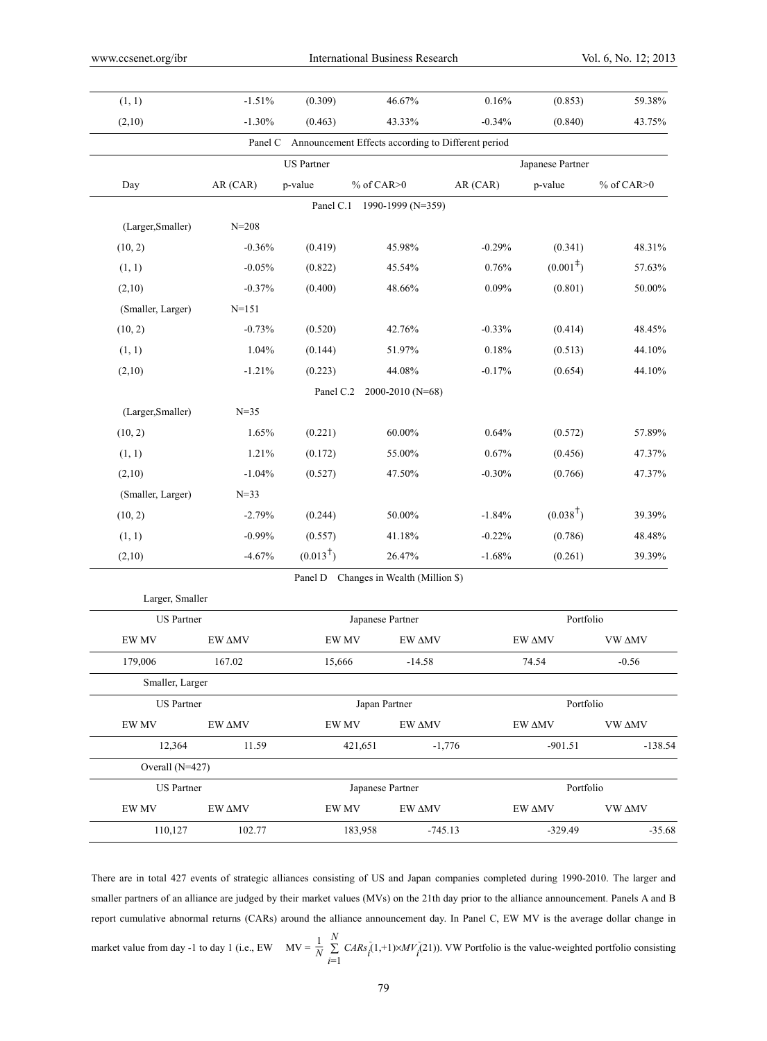| | | | | | | |
|---|---|---|---|---|---|---|
| (1, 1) | -1.51% | (0.309) | 46.67% | 0.16% | (0.853) | 59.38% |
| (2,10) | -1.30% | (0.463) | 43.33% | -0.34% | (0.840) | 43.75% |

Panel C Announcement Effects according to Different period

| | US Partner | | | Japanese Partner | | |
|---|---|---|---|---|---|---|
| Day | AR (CAR) | p-value | % of CAR>0 | AR (CAR) | p-value | % of CAR>0 |
| **Panel C.1 1990-1999 (N=359)** | | | | | | |
| (Larger,Smaller) | N=208 | | | | | |
| (10, 2) | -0.36% | (0.419) | 45.98% | -0.29% | (0.341) | 48.31% |
| (1, 1) | -0.05% | (0.822) | 45.54% | 0.76% | (0.001‡) | 57.63% |
| (2,10) | -0.37% | (0.400) | 48.66% | 0.09% | (0.801) | 50.00% |
| (Smaller, Larger) | N=151 | | | | | |
| (10, 2) | -0.73% | (0.520) | 42.76% | -0.33% | (0.414) | 48.45% |
| (1, 1) | 1.04% | (0.144) | 51.97% | 0.18% | (0.513) | 44.10% |
| (2,10) | -1.21% | (0.223) | 44.08% | -0.17% | (0.654) | 44.10% |
| **Panel C.2 2000-2010 (N=68)** | | | | | | |
| (Larger,Smaller) | N=35 | | | | | |
| (10, 2) | 1.65% | (0.221) | 60.00% | 0.64% | (0.572) | 57.89% |
| (1, 1) | 1.21% | (0.172) | 55.00% | 0.67% | (0.456) | 47.37% |
| (2,10) | -1.04% | (0.527) | 47.50% | -0.30% | (0.766) | 47.37% |
| (Smaller, Larger) | N=33 | | | | | |
| (10, 2) | -2.79% | (0.244) | 50.00% | -1.84% | (0.038†) | 39.39% |
| (1, 1) | -0.99% | (0.557) | 41.18% | -0.22% | (0.786) | 48.48% |
| (2,10) | -4.67% | (0.013†) | 26.47% | -1.68% | (0.261) | 39.39% |

Panel D Changes in Wealth (Million $)

Larger, Smaller

| US Partner | | Japanese Partner | | Portfolio | |
|---|---|---|---|---|---|
| EW MV | EW ΔMV | EW MV | EW ΔMV | EW ΔMV | VW ΔMV |
| 179,006 | 167.02 | 15,666 | -14.58 | 74.54 | -0.56 |

Smaller, Larger

| US Partner | | Japan Partner | | Portfolio | |
|---|---|---|---|---|---|
| EW MV | EW ΔMV | EW MV | EW ΔMV | EW ΔMV | VW ΔMV |
| 12,364 | 11.59 | 421,651 | -1,776 | -901.51 | -138.54 |

Overall (N=427)

| US Partner | | Japanese Partner | | Portfolio | |
|---|---|---|---|---|---|
| EW MV | EW ΔMV | EW MV | EW ΔMV | EW ΔMV | VW ΔMV |
| 110,127 | 102.77 | 183,958 | -745.13 | -329.49 | -35.68 |

There are in total 427 events of strategic alliances consisting of US and Japan companies completed during 1990-2010. The larger and smaller partners of an alliance are judged by their market values (MVs) on the 21th day prior to the alliance announcement. Panels A and B report cumulative abnormal returns (CARs) around the alliance announcement day. In Panel C, EW MV is the average dollar change in market value from day -1 to day 1 (i.e., EW MV = $\frac{1}{N}\sum_{i=1}^{N} CARs_i(1,+1)\times MV_i(21)$). VW Portfolio is the value-weighted portfolio consisting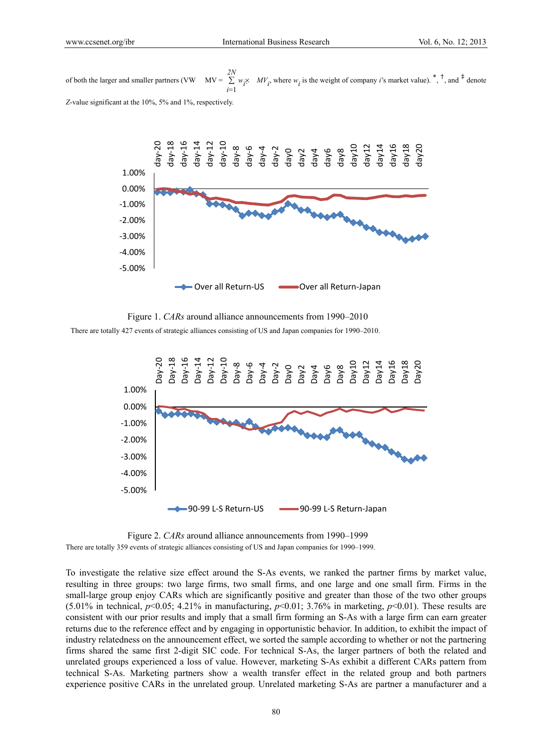of both the larger and smaller partners (VW MV = $\sum_{i=1}^{2N} w_i \times MV_i$, where $w_i$ is the weight of company $i$'s market value). *, †, and ‡ denote Z-value significant at the 10%, 5% and 1%, respectively.

Figure 1. *CARs* around alliance announcements from 1990–2010

There are totally 427 events of strategic alliances consisting of US and Japan companies for 1990–2010.

Figure 2. *CARs* around alliance announcements from 1990–1999

There are totally 359 events of strategic alliances consisting of US and Japan companies for 1990–1999.

To investigate the relative size effect around the S-As events, we ranked the partner firms by market value, resulting in three groups: two large firms, two small firms, and one large and one small firm. Firms in the small-large group enjoy CARs which are significantly positive and greater than those of the two other groups (5.01% in technical, $p<0.05$; 4.21% in manufacturing, $p<0.01$; 3.76% in marketing, $p<0.01$). These results are consistent with our prior results and imply that a small firm forming an S-As with a large firm can earn greater returns due to the reference effect and by engaging in opportunistic behavior. In addition, to exhibit the impact of industry relatedness on the announcement effect, we sorted the sample according to whether or not the partnering firms shared the same first 2-digit SIC code. For technical S-As, the larger partners of both the related and unrelated groups experienced a loss of value. However, marketing S-As exhibit a different CARs pattern from technical S-As. Marketing partners show a wealth transfer effect in the related group and both partners experience positive CARs in the unrelated group. Unrelated marketing S-As are partner a manufacturer and a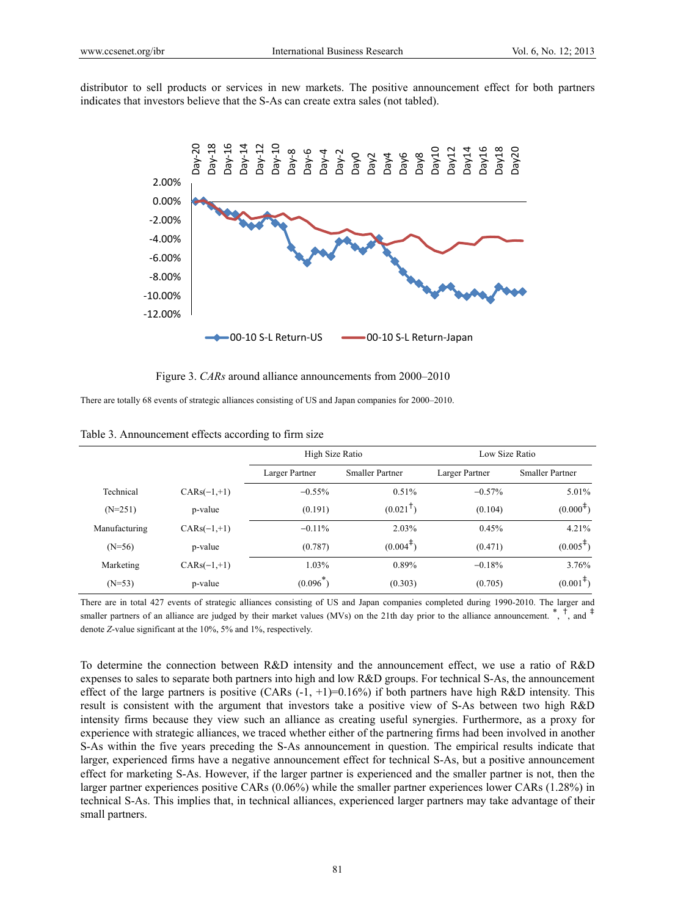distributor to sell products or services in new markets. The positive announcement effect for both partners indicates that investors believe that the S-As can create extra sales (not tabled).

Figure 3. *CARs* around alliance announcements from 2000–2010

There are totally 68 events of strategic alliances consisting of US and Japan companies for 2000–2010.

Table 3. Announcement effects according to firm size

| | | High Size Ratio | | Low Size Ratio | |
|---|---|---|---|---|---|
| | | Larger Partner | Smaller Partner | Larger Partner | Smaller Partner |
| Technical | CARs(−1,+1) | −0.55% | 0.51% | −0.57% | 5.01% |
| (N=251) | p-value | (0.191) | (0.021[†]) | (0.104) | (0.000[‡]) |
| Manufacturing | CARs(−1,+1) | −0.11% | 2.03% | 0.45% | 4.21% |
| (N=56) | p-value | (0.787) | (0.004[‡]) | (0.471) | (0.005[‡]) |
| Marketing | CARs(−1,+1) | 1.03% | 0.89% | −0.18% | 3.76% |
| (N=53) | p-value | (0.096[*]) | (0.303) | (0.705) | (0.001[‡]) |

There are in total 427 events of strategic alliances consisting of US and Japan companies completed during 1990-2010. The larger and smaller partners of an alliance are judged by their market values (MVs) on the 21th day prior to the alliance announcement. *, †, and ‡ denote *Z*-value significant at the 10%, 5% and 1%, respectively.

To determine the connection between R&D intensity and the announcement effect, we use a ratio of R&D expenses to sales to separate both partners into high and low R&D groups. For technical S-As, the announcement effect of the large partners is positive (CARs (-1, +1)=0.16%) if both partners have high R&D intensity. This result is consistent with the argument that investors take a positive view of S-As between two high R&D intensity firms because they view such an alliance as creating useful synergies. Furthermore, as a proxy for experience with strategic alliances, we traced whether either of the partnering firms had been involved in another S-As within the five years preceding the S-As announcement in question. The empirical results indicate that larger, experienced firms have a negative announcement effect for technical S-As, but a positive announcement effect for marketing S-As. However, if the larger partner is experienced and the smaller partner is not, then the larger partner experiences positive CARs (0.06%) while the smaller partner experiences lower CARs (1.28%) in technical S-As. This implies that, in technical alliances, experienced larger partners may take advantage of their small partners.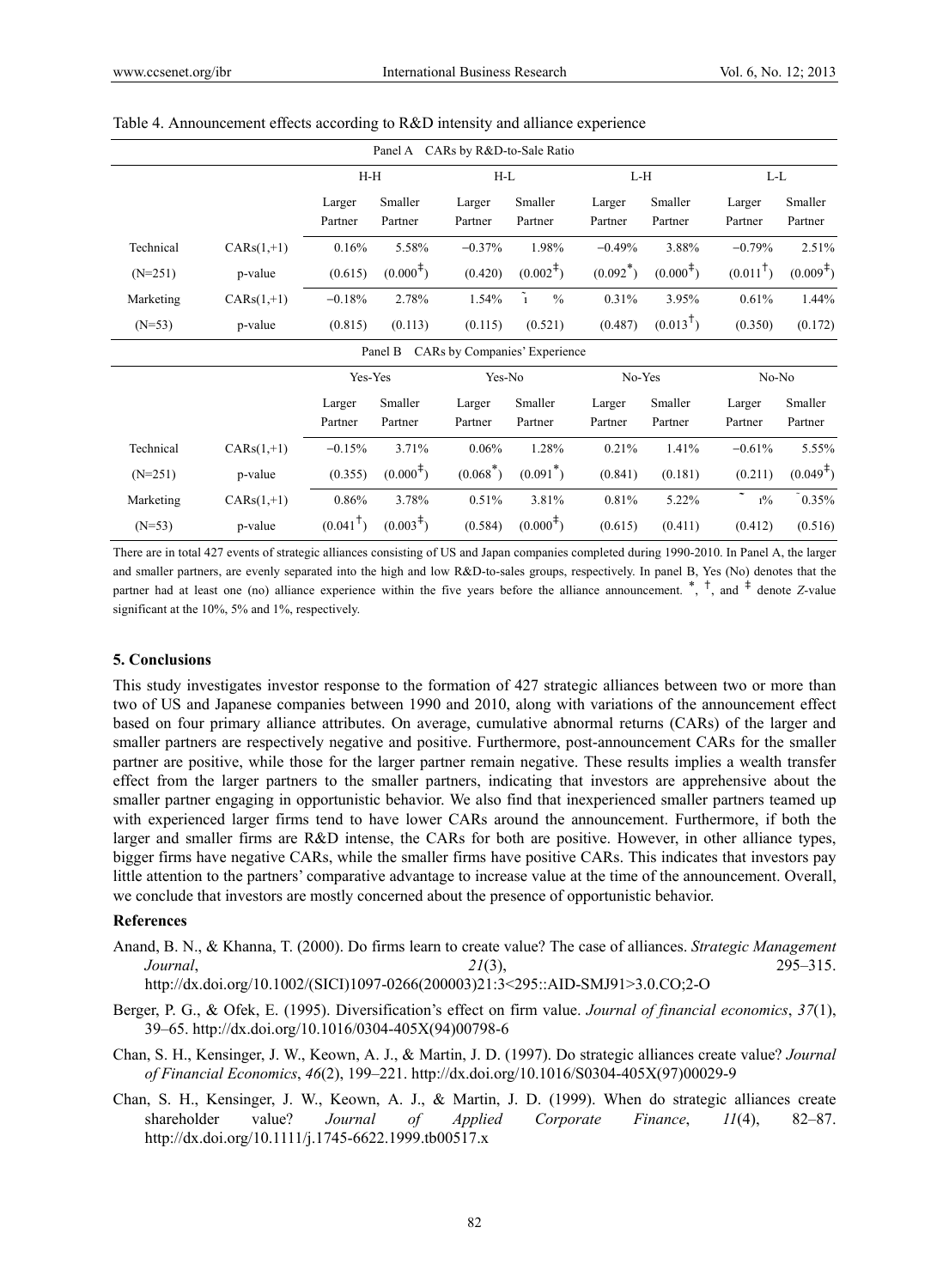Table 4. Announcement effects according to R&D intensity and alliance experience

| Panel A CARs by R&D-to-Sale Ratio | | | | | | | | | |
|---|---|---|---|---|---|---|---|---|---|
| | | H-H | | H-L | | L-H | | L-L | |
| | | Larger Partner | Smaller Partner | Larger Partner | Smaller Partner | Larger Partner | Smaller Partner | Larger Partner | Smaller Partner |
| Technical | CARs(1,+1) | 0.16% | 5.58% | −0.37% | 1.98% | −0.49% | 3.88% | −0.79% | 2.51% |
| (N=251) | p-value | (0.615) | (0.000‡) | (0.420) | (0.002‡) | (0.092*) | (0.000‡) | (0.011†) | (0.009‡) |
| Marketing | CARs(1,+1) | −0.18% | 2.78% | 1.54% | ˜1 % | 0.31% | 3.95% | 0.61% | 1.44% |
| (N=53) | p-value | (0.815) | (0.113) | (0.115) | (0.521) | (0.487) | (0.013†) | (0.350) | (0.172) |
| **Panel B CARs by Companies' Experience** | | | | | | | | | |
| | | Yes-Yes | | Yes-No | | No-Yes | | No-No | |
| | | Larger Partner | Smaller Partner | Larger Partner | Smaller Partner | Larger Partner | Smaller Partner | Larger Partner | Smaller Partner |
| Technical | CARs(1,+1) | −0.15% | 3.71% | 0.06% | 1.28% | 0.21% | 1.41% | −0.61% | 5.55% |
| (N=251) | p-value | (0.355) | (0.000‡) | (0.068*) | (0.091*) | (0.841) | (0.181) | (0.211) | (0.049‡) |
| Marketing | CARs(1,+1) | 0.86% | 3.78% | 0.51% | 3.81% | 0.81% | 5.22% | ˜ 1% | ˜0.35% |
| (N=53) | p-value | (0.041†) | (0.003‡) | (0.584) | (0.000‡) | (0.615) | (0.411) | (0.412) | (0.516) |

There are in total 427 events of strategic alliances consisting of US and Japan companies completed during 1990-2010. In Panel A, the larger and smaller partners, are evenly separated into the high and low R&D-to-sales groups, respectively. In panel B, Yes (No) denotes that the partner had at least one (no) alliance experience within the five years before the alliance announcement. *, †, and ‡ denote *Z*-value significant at the 10%, 5% and 1%, respectively.

## 5. Conclusions

This study investigates investor response to the formation of 427 strategic alliances between two or more than two of US and Japanese companies between 1990 and 2010, along with variations of the announcement effect based on four primary alliance attributes. On average, cumulative abnormal returns (CARs) of the larger and smaller partners are respectively negative and positive. Furthermore, post-announcement CARs for the smaller partner are positive, while those for the larger partner remain negative. These results implies a wealth transfer effect from the larger partners to the smaller partners, indicating that investors are apprehensive about the smaller partner engaging in opportunistic behavior. We also find that inexperienced smaller partners teamed up with experienced larger firms tend to have lower CARs around the announcement. Furthermore, if both the larger and smaller firms are R&D intense, the CARs for both are positive. However, in other alliance types, bigger firms have negative CARs, while the smaller firms have positive CARs. This indicates that investors pay little attention to the partners' comparative advantage to increase value at the time of the announcement. Overall, we conclude that investors are mostly concerned about the presence of opportunistic behavior.

### References

Anand, B. N., & Khanna, T. (2000). Do firms learn to create value? The case of alliances. *Strategic Management Journal*, *21*(3), 295–315. http://dx.doi.org/10.1002/(SICI)1097-0266(200003)21:3<295::AID-SMJ91>3.0.CO;2-O

Berger, P. G., & Ofek, E. (1995). Diversification's effect on firm value. *Journal of financial economics*, *37*(1), 39–65. http://dx.doi.org/10.1016/0304-405X(94)00798-6

Chan, S. H., Kensinger, J. W., Keown, A. J., & Martin, J. D. (1997). Do strategic alliances create value? *Journal of Financial Economics*, *46*(2), 199–221. http://dx.doi.org/10.1016/S0304-405X(97)00029-9

Chan, S. H., Kensinger, J. W., Keown, A. J., & Martin, J. D. (1999). When do strategic alliances create shareholder value? *Journal of Applied Corporate Finance*, *11*(4), 82–87. http://dx.doi.org/10.1111/j.1745-6622.1999.tb00517.x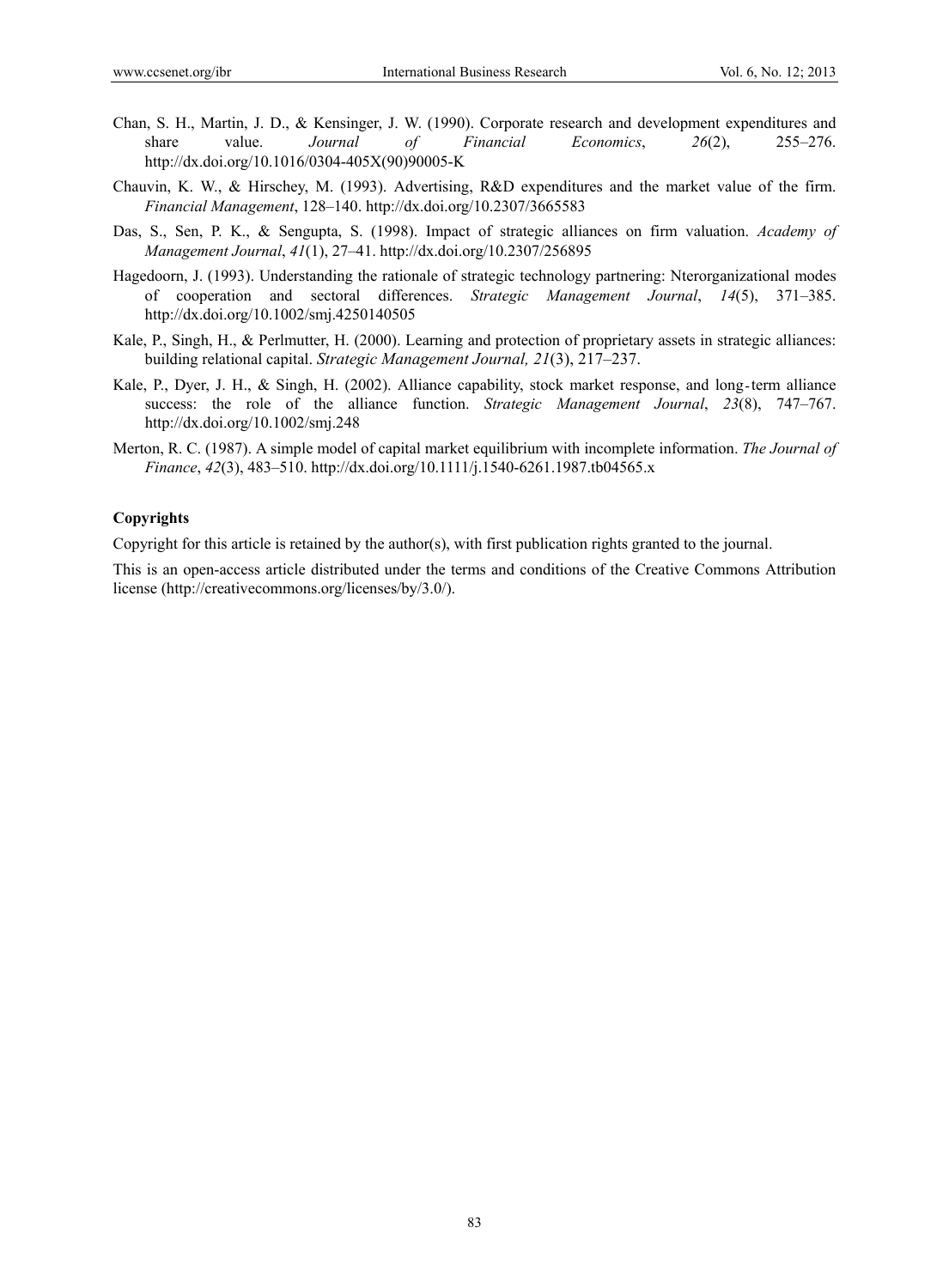Chan, S. H., Martin, J. D., & Kensinger, J. W. (1990). Corporate research and development expenditures and share value. *Journal of Financial Economics*, *26*(2), 255–276. http://dx.doi.org/10.1016/0304-405X(90)90005-K

Chauvin, K. W., & Hirschey, M. (1993). Advertising, R&D expenditures and the market value of the firm. *Financial Management*, 128–140. http://dx.doi.org/10.2307/3665583

Das, S., Sen, P. K., & Sengupta, S. (1998). Impact of strategic alliances on firm valuation. *Academy of Management Journal*, *41*(1), 27–41. http://dx.doi.org/10.2307/256895

Hagedoorn, J. (1993). Understanding the rationale of strategic technology partnering: Nterorganizational modes of cooperation and sectoral differences. *Strategic Management Journal*, *14*(5), 371–385. http://dx.doi.org/10.1002/smj.4250140505

Kale, P., Singh, H., & Perlmutter, H. (2000). Learning and protection of proprietary assets in strategic alliances: building relational capital. *Strategic Management Journal, 21*(3), 217–237.

Kale, P., Dyer, J. H., & Singh, H. (2002). Alliance capability, stock market response, and long-term alliance success: the role of the alliance function. *Strategic Management Journal*, *23*(8), 747–767. http://dx.doi.org/10.1002/smj.248

Merton, R. C. (1987). A simple model of capital market equilibrium with incomplete information. *The Journal of Finance*, *42*(3), 483–510. http://dx.doi.org/10.1111/j.1540-6261.1987.tb04565.x

**Copyrights**

Copyright for this article is retained by the author(s), with first publication rights granted to the journal.

This is an open-access article distributed under the terms and conditions of the Creative Commons Attribution license (http://creativecommons.org/licenses/by/3.0/).